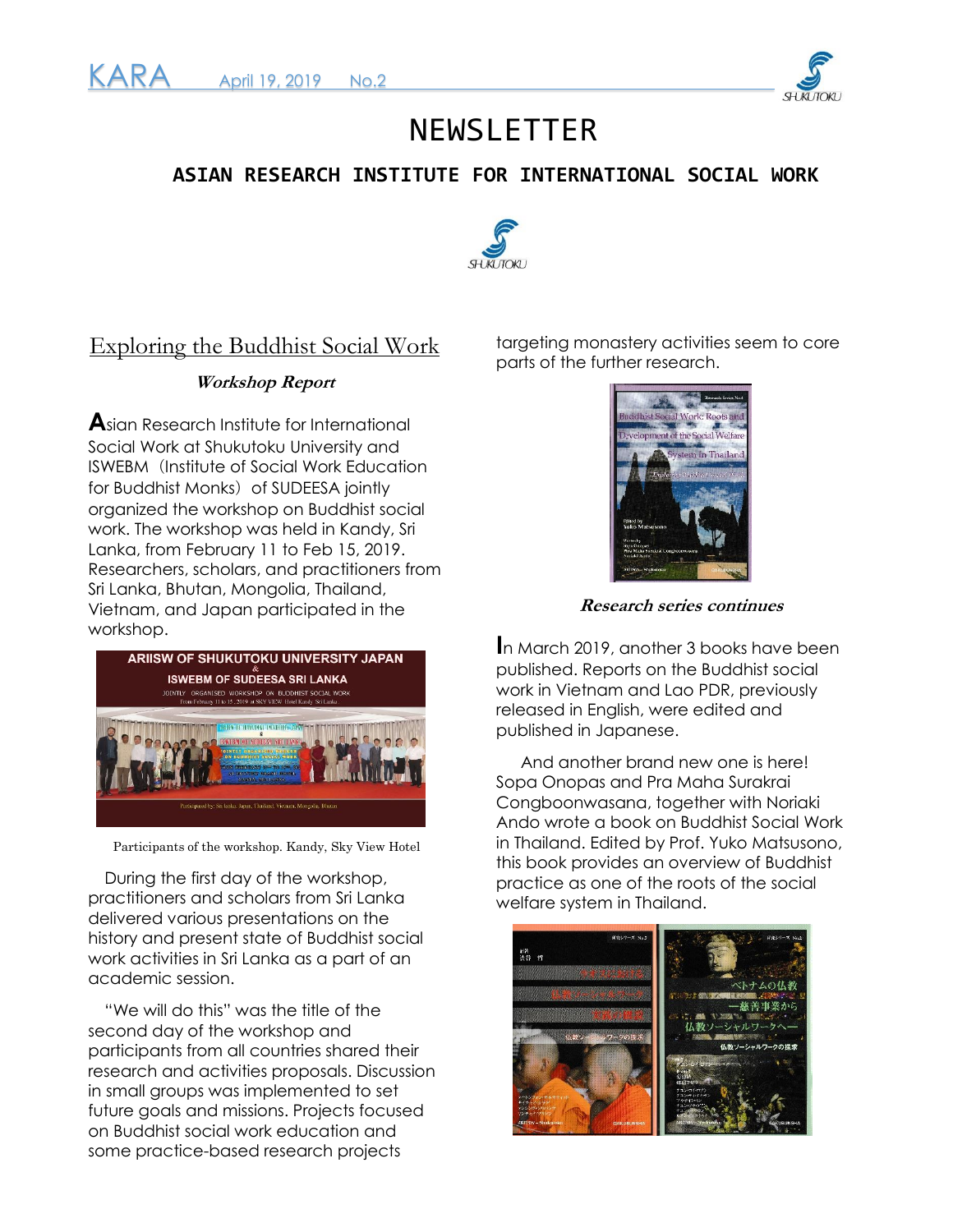# NEWSLETTER

## ASIAN RESEARCH INSTITUTE FOR INTERNATIONAL SOCIAL WORK

KARA April 19, 2019 No.2

## Exploring the Buddhist Social Work

### *Workshop Report*

Asian Research Institute for International Social Work at Shukutoku University and ISWEBM（Institute of Social Work Education for Buddhist Monks）of SUDEESA jointly organized the workshop on Buddhist social work. The workshop was held in Kandy, Sri Lanka, from February 11 to Feb 15, 2019. Researchers, scholars, and practitioners from Sri Lanka, Bhutan, Mongolia, Thailand, Vietnam, and Japan participated in the workshop.

Participants of the workshop. Kandy, Sky View Hotel

During the first day of the workshop, practitioners and scholars from Sri Lanka delivered various presentations on the history and present state of Buddhist social work activities in Sri Lanka as a part of an academic session.

"We will do this" was the title of the second day of the workshop and participants from all countries shared their research and activities proposals. Discussion in small groups was implemented to set future goals and missions. Projects focused on Buddhist social work education and some practice-based research projects targeting monastery activities seem to core parts of the further research.

### *Research series continues*

In March 2019, another 3 books have been published. Reports on the Buddhist social work in Vietnam and Lao PDR, previously released in English, were edited and published in Japanese.

And another brand new one is here! Sopa Onopas and Pra Maha Surakrai Congboonwasana, together with Noriaki Ando wrote a book on Buddhist Social Work in Thailand. Edited by Prof. Yuko Matsusono, this book provides an overview of Buddhist practice as one of the roots of the social welfare system in Thailand.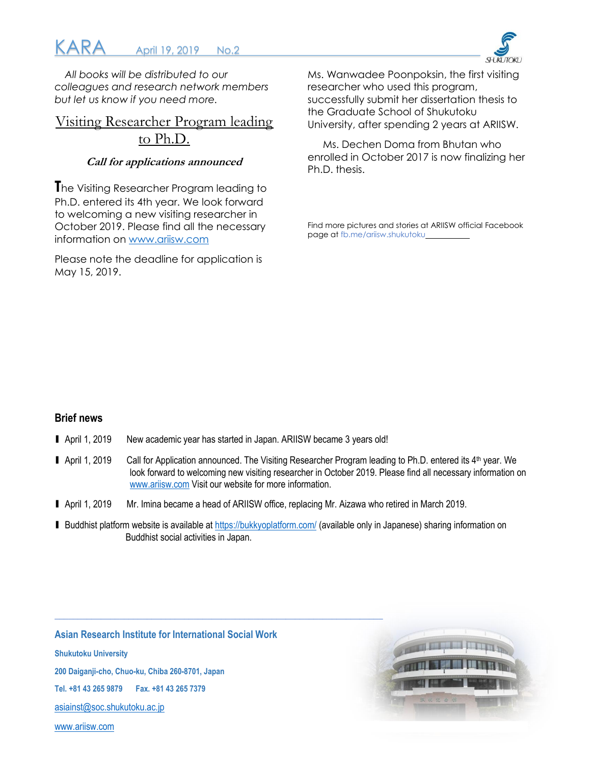*All books will be distributed to our colleagues and research network members but let us know if you need more.*

## Visiting Researcher Program leading to Ph.D.

***Call for applications announced***

**T**he Visiting Researcher Program leading to Ph.D. entered its 4th year. We look forward to welcoming a new visiting researcher in October 2019. Please find all the necessary information on www.ariisw.com

Please note the deadline for application is May 15, 2019.

Ms. Wanwadee Poonpoksin, the first visiting researcher who used this program, successfully submit her dissertation thesis to the Graduate School of Shukutoku University, after spending 2 years at ARIISW.

Ms. Dechen Doma from Bhutan who enrolled in October 2017 is now finalizing her Ph.D. thesis.

Find more pictures and stories at ARIISW official Facebook page at fb.me/ariisw.shukutoku

### Brief news

- April 1, 2019 New academic year has started in Japan. ARIISW became 3 years old!
- April 1, 2019 Call for Application announced. The Visiting Researcher Program leading to Ph.D. entered its 4th year. We look forward to welcoming new visiting researcher in October 2019. Please find all necessary information on www.ariisw.com Visit our website for more information.
- April 1, 2019 Mr. Imina became a head of ARIISW office, replacing Mr. Aizawa who retired in March 2019.
- Buddhist platform website is available at https://bukkyoplatform.com/ (available only in Japanese) sharing information on Buddhist social activities in Japan.

**Asian Research Institute for International Social Work**

**Shukutoku University**

**200 Daiganji-cho, Chuo-ku, Chiba 260-8701, Japan**

**Tel. +81 43 265 9879 Fax. +81 43 265 7379**

asiainst@soc.shukutoku.ac.jp

www.ariisw.com